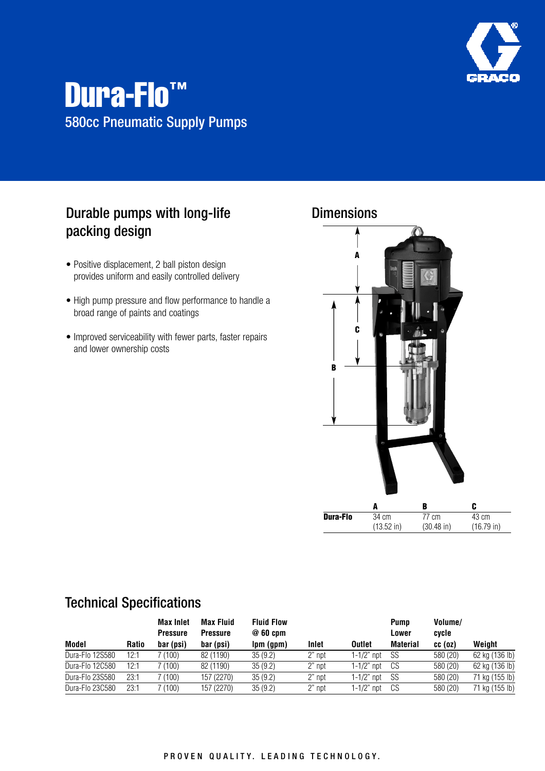# Dura-Flo™

580cc Pneumatic Supply Pumps

## Durable pumps with long-life packing design

- Positive displacement, 2 ball piston design provides uniform and easily controlled delivery
- High pump pressure and flow performance to handle a broad range of paints and coatings
- Improved serviceability with fewer parts, faster repairs and lower ownership costs

## Dimensions

| | A | B | C |
|---|---|---|---|
| **Dura-Flo** | 34 cm (13.52 in) | 77 cm (30.48 in) | 43 cm (16.79 in) |

## Technical Specifications

| Model | Ratio | Max Inlet Pressure bar (psi) | Max Fluid Pressure bar (psi) | Fluid Flow @ 60 cpm lpm (gpm) | Inlet | Outlet | Pump Lower Material | Volume/ cycle cc (oz) | Weight |
|---|---|---|---|---|---|---|---|---|---|
| Dura-Flo 12S580 | 12:1 | 7 (100) | 82 (1190) | 35 (9.2) | 2" npt | 1-1/2" npt | SS | 580 (20) | 62 kg (136 lb) |
| Dura-Flo 12C580 | 12:1 | 7 (100) | 82 (1190) | 35 (9.2) | 2" npt | 1-1/2" npt | CS | 580 (20) | 62 kg (136 lb) |
| Dura-Flo 23S580 | 23:1 | 7 (100) | 157 (2270) | 35 (9.2) | 2" npt | 1-1/2" npt | SS | 580 (20) | 71 kg (155 lb) |
| Dura-Flo 23C580 | 23:1 | 7 (100) | 157 (2270) | 35 (9.2) | 2" npt | 1-1/2" npt | CS | 580 (20) | 71 kg (155 lb) |

PROVEN QUALITY. LEADING TECHNOLOGY.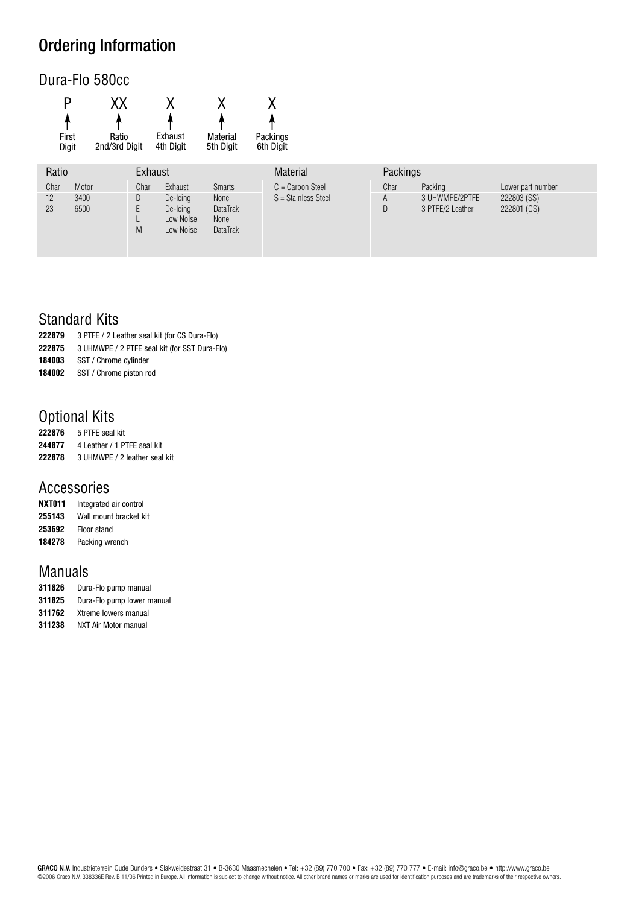# Ordering Information

## Dura-Flo 580cc

| P | XX | X | X | X |
|---|---|---|---|---|
| First Digit | Ratio 2nd/3rd Digit | Exhaust 4th Digit | Material 5th Digit | Packings 6th Digit |

| Ratio | | Exhaust | | | Material | Packings | | |
|---|---|---|---|---|---|---|---|---|
| Char | Motor | Char | Exhaust | Smarts | C = Carbon Steel | Char | Packing | Lower part number |
| 12 | 3400 | D | De-Icing | None | S = Stainless Steel | A | 3 UHWMPE/2PTFE | 222803 (SS) |
| 23 | 6500 | E | De-Icing | DataTrak | | D | 3 PTFE/2 Leather | 222801 (CS) |
| | | L | Low Noise | None | | | | |
| | | M | Low Noise | DataTrak | | | | |

## Standard Kits

**222879** 3 PTFE / 2 Leather seal kit (for CS Dura-Flo)
**222875** 3 UHMWPE / 2 PTFE seal kit (for SST Dura-Flo)
**184003** SST / Chrome cylinder
**184002** SST / Chrome piston rod

## Optional Kits

**222876** 5 PTFE seal kit
**244877** 4 Leather / 1 PTFE seal kit
**222878** 3 UHMWPE / 2 leather seal kit

## Accessories

**NXT011** Integrated air control
**255143** Wall mount bracket kit
**253692** Floor stand
**184278** Packing wrench

## Manuals

**311826** Dura-Flo pump manual
**311825** Dura-Flo pump lower manual
**311762** Xtreme lowers manual
**311238** NXT Air Motor manual

**GRACO N.V.** Industrieterrein Oude Bunders • Slakweidestraat 31 • B-3630 Maasmechelen • Tel: +32 (89) 770 700 • Fax: +32 (89) 770 777 • E-mail: info@graco.be • http://www.graco.be
©2006 Graco N.V. 338336E Rev. B 11/06 Printed in Europe. All information is subject to change without notice. All other brand names or marks are used for identification purposes and are trademarks of their respective owners.